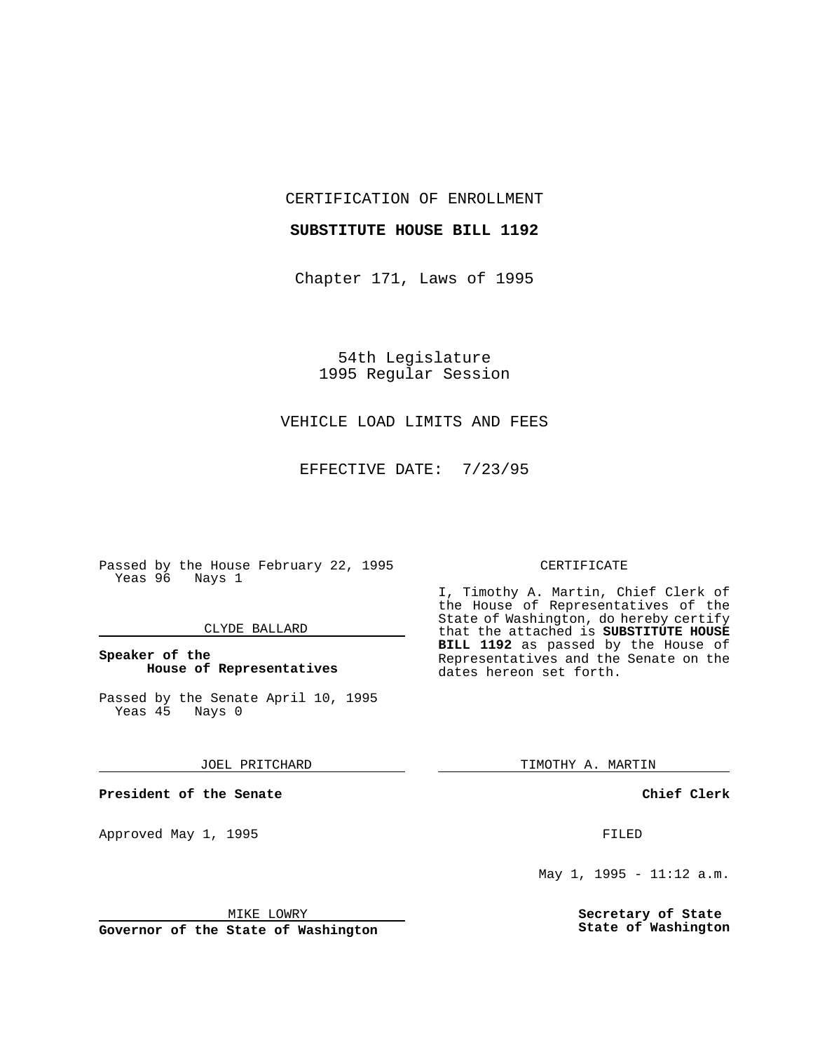CERTIFICATION OF ENROLLMENT

**SUBSTITUTE HOUSE BILL 1192**

Chapter 171, Laws of 1995

54th Legislature
1995 Regular Session

VEHICLE LOAD LIMITS AND FEES

EFFECTIVE DATE: 7/23/95

Passed by the House February 22, 1995
Yeas 96 Nays 1

CLYDE BALLARD

**Speaker of the House of Representatives**

Passed by the Senate April 10, 1995
Yeas 45 Nays 0

JOEL PRITCHARD

**President of the Senate**

Approved May 1, 1995

MIKE LOWRY

**Governor of the State of Washington**

CERTIFICATE

I, Timothy A. Martin, Chief Clerk of the House of Representatives of the State of Washington, do hereby certify that the attached is **SUBSTITUTE HOUSE BILL 1192** as passed by the House of Representatives and the Senate on the dates hereon set forth.

TIMOTHY A. MARTIN

**Chief Clerk**

FILED

May 1, 1995 - 11:12 a.m.

**Secretary of State**
**State of Washington**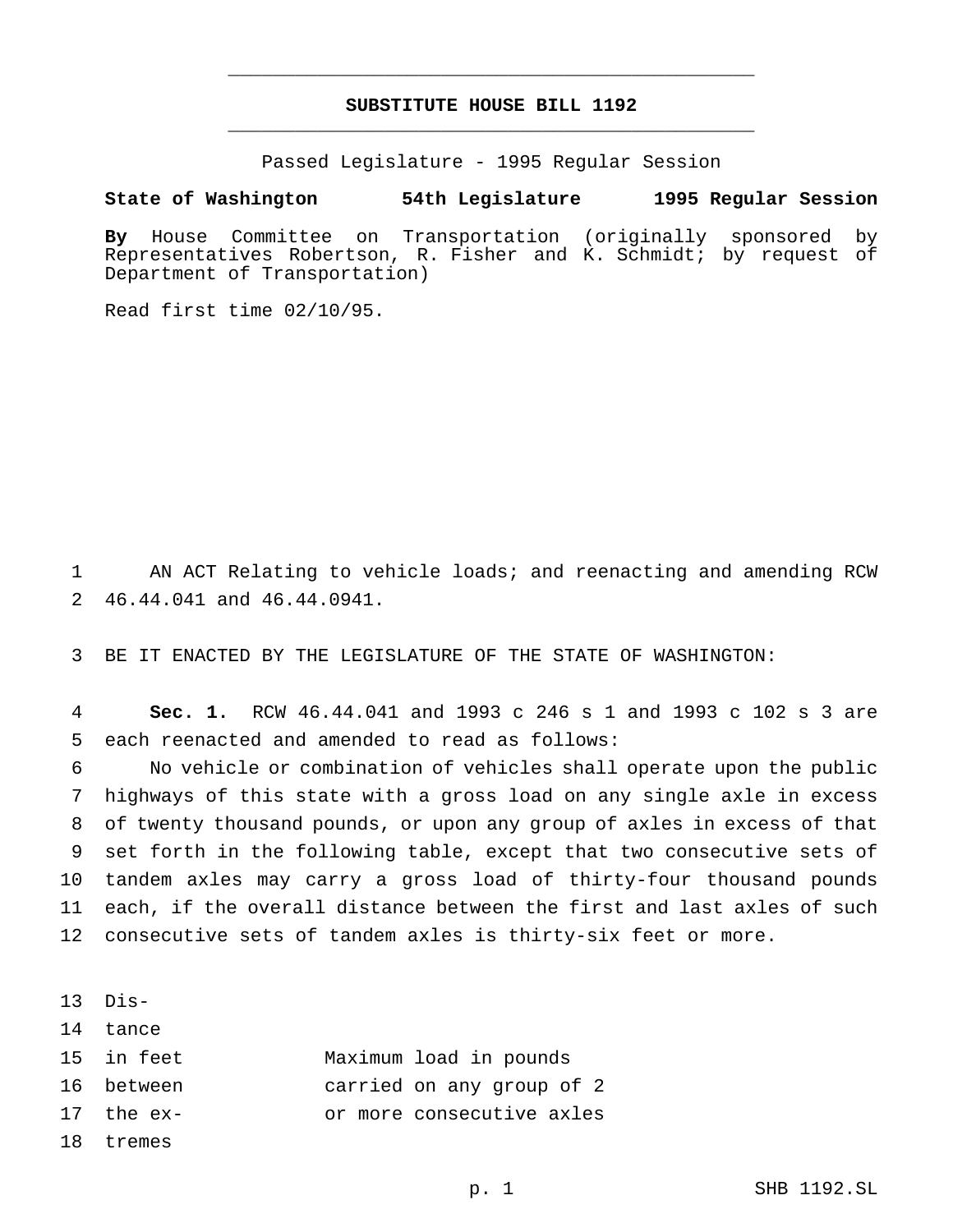# SUBSTITUTE HOUSE BILL 1192

Passed Legislature - 1995 Regular Session

**State of Washington 54th Legislature 1995 Regular Session**

**By** House Committee on Transportation (originally sponsored by Representatives Robertson, R. Fisher and K. Schmidt; by request of Department of Transportation)

Read first time 02/10/95.

AN ACT Relating to vehicle loads; and reenacting and amending RCW 46.44.041 and 46.44.0941.

BE IT ENACTED BY THE LEGISLATURE OF THE STATE OF WASHINGTON:

**Sec. 1.** RCW 46.44.041 and 1993 c 246 s 1 and 1993 c 102 s 3 are each reenacted and amended to read as follows:

No vehicle or combination of vehicles shall operate upon the public highways of this state with a gross load on any single axle in excess of twenty thousand pounds, or upon any group of axles in excess of that set forth in the following table, except that two consecutive sets of tandem axles may carry a gross load of thirty-four thousand pounds each, if the overall distance between the first and last axles of such consecutive sets of tandem axles is thirty-six feet or more.

| Distance in feet between the extremes | Maximum load in pounds carried on any group of 2 or more consecutive axles |
|---|---|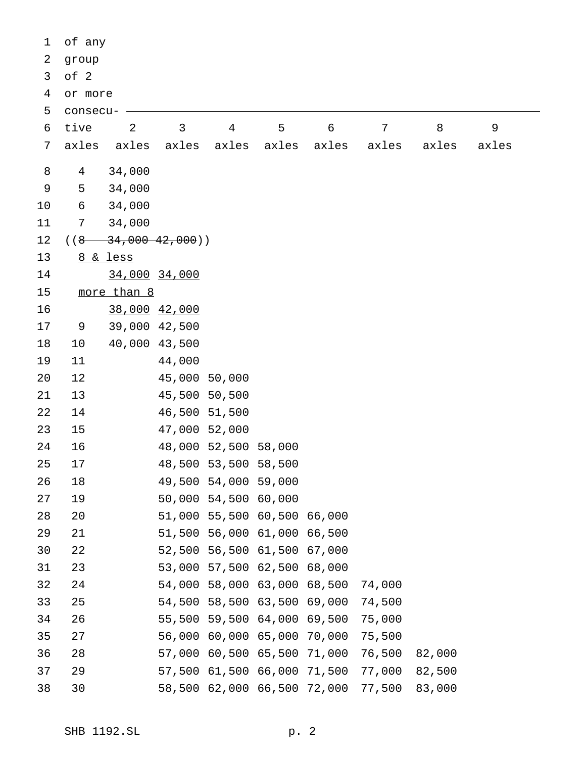| Distance in feet between the extremes of any group of 2 or more consecutive axles | 2 axles | 3 axles | 4 axles | 5 axles | 6 axles | 7 axles | 8 axles | 9 axles |
|---|---|---|---|---|---|---|---|---|
| 4 | 34,000 | | | | | | | |
| 5 | 34,000 | | | | | | | |
| 6 | 34,000 | | | | | | | |
| 7 | 34,000 | | | | | | | |
| ((~~8~~ | ~~34,000~~ | ~~42,000~~)) | | | | | | |
| 8 & less | 34,000 | 34,000 | | | | | | |
| more than 8 | 38,000 | 42,000 | | | | | | |
| 9 | 39,000 | 42,500 | | | | | | |
| 10 | 40,000 | 43,500 | | | | | | |
| 11 | | 44,000 | | | | | | |
| 12 | | 45,000 | 50,000 | | | | | |
| 13 | | 45,500 | 50,500 | | | | | |
| 14 | | 46,500 | 51,500 | | | | | |
| 15 | | 47,000 | 52,000 | | | | | |
| 16 | | 48,000 | 52,500 | 58,000 | | | | |
| 17 | | 48,500 | 53,500 | 58,500 | | | | |
| 18 | | 49,500 | 54,000 | 59,000 | | | | |
| 19 | | 50,000 | 54,500 | 60,000 | | | | |
| 20 | | 51,000 | 55,500 | 60,500 | 66,000 | | | |
| 21 | | 51,500 | 56,000 | 61,000 | 66,500 | | | |
| 22 | | 52,500 | 56,500 | 61,500 | 67,000 | | | |
| 23 | | 53,000 | 57,500 | 62,500 | 68,000 | | | |
| 24 | | 54,000 | 58,000 | 63,000 | 68,500 | 74,000 | | |
| 25 | | 54,500 | 58,500 | 63,500 | 69,000 | 74,500 | | |
| 26 | | 55,500 | 59,500 | 64,000 | 69,500 | 75,000 | | |
| 27 | | 56,000 | 60,000 | 65,000 | 70,000 | 75,500 | | |
| 28 | | 57,000 | 60,500 | 65,500 | 71,000 | 76,500 | 82,000 | |
| 29 | | 57,500 | 61,500 | 66,000 | 71,500 | 77,000 | 82,500 | |
| 30 | | 58,500 | 62,000 | 66,500 | 72,000 | 77,500 | 83,000 | |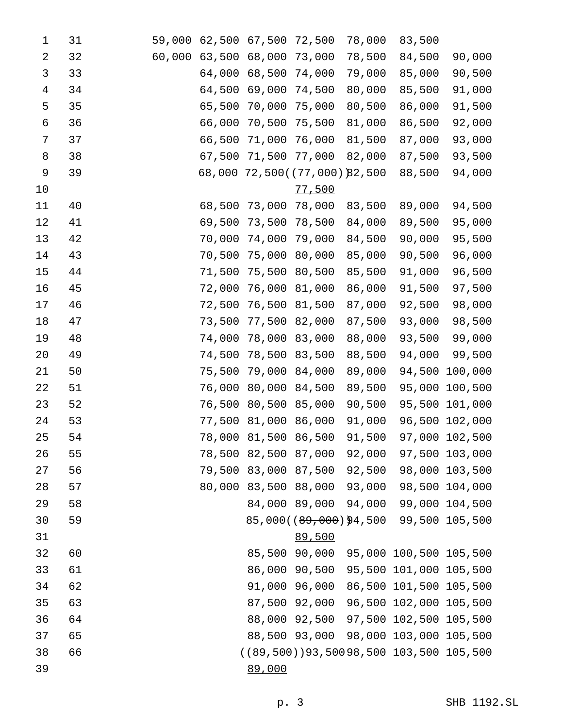| | | | | | | | |
|---|---|---|---|---|---|---|---|
| 31 | 59,000 | 62,500 | 67,500 | 72,500 | 78,000 | 83,500 | |
| 32 | 60,000 | 63,500 | 68,000 | 73,000 | 78,500 | 84,500 | 90,000 |
| 33 | | 64,000 | 68,500 | 74,000 | 79,000 | 85,000 | 90,500 |
| 34 | | 64,500 | 69,000 | 74,500 | 80,000 | 85,500 | 91,000 |
| 35 | | 65,500 | 70,000 | 75,000 | 80,500 | 86,000 | 91,500 |
| 36 | | 66,000 | 70,500 | 75,500 | 81,000 | 86,500 | 92,000 |
| 37 | | 66,500 | 71,000 | 76,000 | 81,500 | 87,000 | 93,000 |
| 38 | | 67,500 | 71,500 | 77,000 | 82,000 | 87,500 | 93,500 |
| 39 | | 68,000 | 72,500 | ((~~77,000~~)) <u>77,500</u> | 82,500 | 88,500 | 94,000 |
| 40 | | 68,500 | 73,000 | 78,000 | 83,500 | 89,000 | 94,500 |
| 41 | | 69,500 | 73,500 | 78,500 | 84,000 | 89,500 | 95,000 |
| 42 | | 70,000 | 74,000 | 79,000 | 84,500 | 90,000 | 95,500 |
| 43 | | 70,500 | 75,000 | 80,000 | 85,000 | 90,500 | 96,000 |
| 44 | | 71,500 | 75,500 | 80,500 | 85,500 | 91,000 | 96,500 |
| 45 | | 72,000 | 76,000 | 81,000 | 86,000 | 91,500 | 97,500 |
| 46 | | 72,500 | 76,500 | 81,500 | 87,000 | 92,500 | 98,000 |
| 47 | | 73,500 | 77,500 | 82,000 | 87,500 | 93,000 | 98,500 |
| 48 | | 74,000 | 78,000 | 83,000 | 88,000 | 93,500 | 99,000 |
| 49 | | 74,500 | 78,500 | 83,500 | 88,500 | 94,000 | 99,500 |
| 50 | | 75,500 | 79,000 | 84,000 | 89,000 | 94,500 | 100,000 |
| 51 | | 76,000 | 80,000 | 84,500 | 89,500 | 95,000 | 100,500 |
| 52 | | 76,500 | 80,500 | 85,000 | 90,500 | 95,500 | 101,000 |
| 53 | | 77,500 | 81,000 | 86,000 | 91,000 | 96,500 | 102,000 |
| 54 | | 78,000 | 81,500 | 86,500 | 91,500 | 97,000 | 102,500 |
| 55 | | 78,500 | 82,500 | 87,000 | 92,000 | 97,500 | 103,000 |
| 56 | | 79,500 | 83,000 | 87,500 | 92,500 | 98,000 | 103,500 |
| 57 | | 80,000 | 83,500 | 88,000 | 93,000 | 98,500 | 104,000 |
| 58 | | | 84,000 | 89,000 | 94,000 | 99,000 | 104,500 |
| 59 | | | 85,000 | ((~~89,000~~)) <u>89,500</u> | 94,500 | 99,500 | 105,500 |
| 60 | | | 85,500 | 90,000 | 95,000 | 100,500 | 105,500 |
| 61 | | | 86,000 | 90,500 | 95,500 | 101,000 | 105,500 |
| 62 | | | 91,000 | 96,000 | 86,500 | 101,500 | 105,500 |
| 63 | | | 87,500 | 92,000 | 96,500 | 102,000 | 105,500 |
| 64 | | | 88,000 | 92,500 | 97,500 | 102,500 | 105,500 |
| 65 | | | 88,500 | 93,000 | 98,000 | 103,000 | 105,500 |
| 66 | | | ((~~89,500~~)) <u>89,000</u> | 93,500 | 98,500 | 103,500 | 105,500 |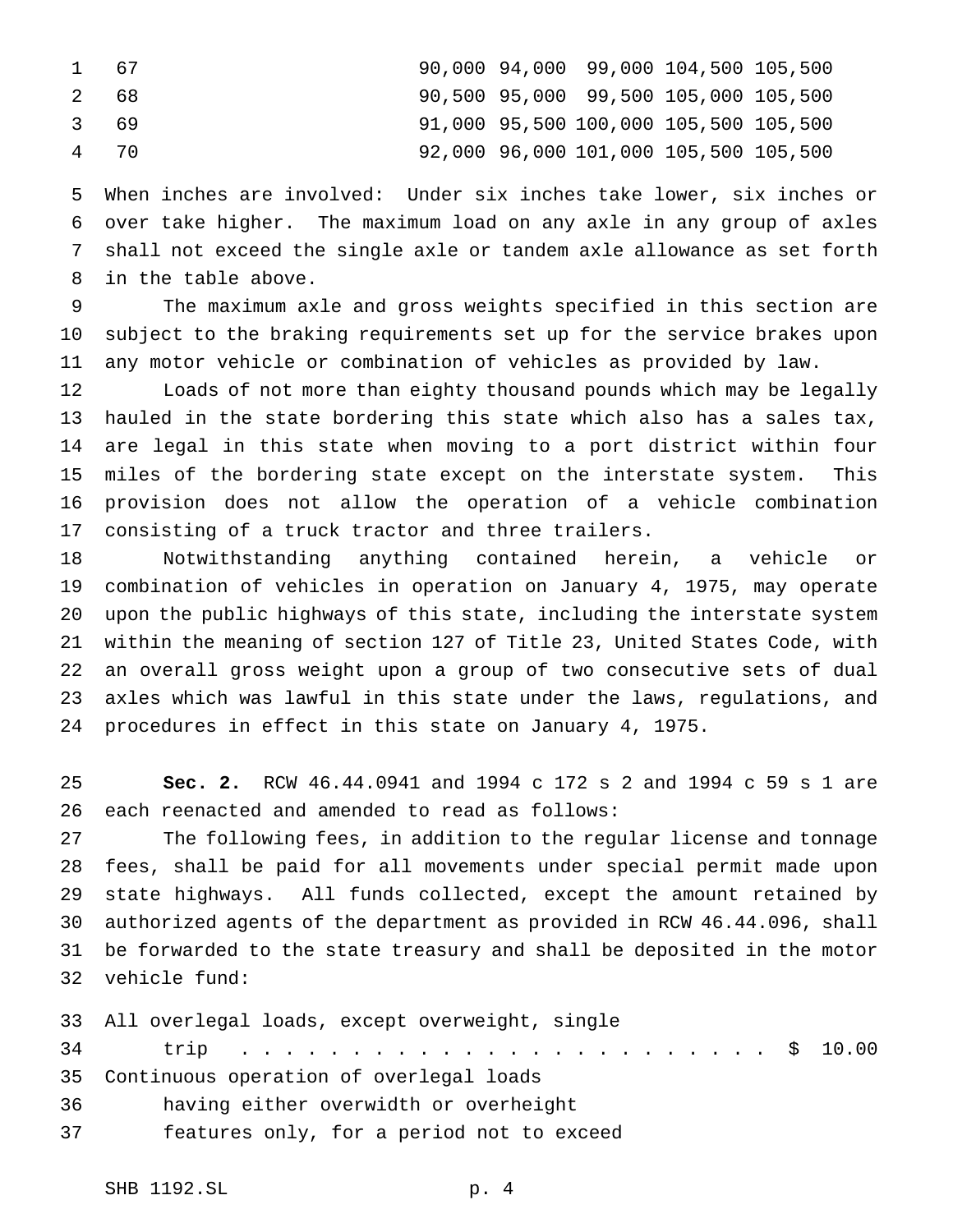| | | | | | |
|---|---|---|---|---|---|
| 67 | 90,000 | 94,000 | 99,000 | 104,500 | 105,500 |
| 68 | 90,500 | 95,000 | 99,500 | 105,000 | 105,500 |
| 69 | 91,000 | 95,500 | 100,000 | 105,500 | 105,500 |
| 70 | 92,000 | 96,000 | 101,000 | 105,500 | 105,500 |

When inches are involved: Under six inches take lower, six inches or over take higher. The maximum load on any axle in any group of axles shall not exceed the single axle or tandem axle allowance as set forth in the table above.

The maximum axle and gross weights specified in this section are subject to the braking requirements set up for the service brakes upon any motor vehicle or combination of vehicles as provided by law.

Loads of not more than eighty thousand pounds which may be legally hauled in the state bordering this state which also has a sales tax, are legal in this state when moving to a port district within four miles of the bordering state except on the interstate system. This provision does not allow the operation of a vehicle combination consisting of a truck tractor and three trailers.

Notwithstanding anything contained herein, a vehicle or combination of vehicles in operation on January 4, 1975, may operate upon the public highways of this state, including the interstate system within the meaning of section 127 of Title 23, United States Code, with an overall gross weight upon a group of two consecutive sets of dual axles which was lawful in this state under the laws, regulations, and procedures in effect in this state on January 4, 1975.

**Sec. 2.** RCW 46.44.0941 and 1994 c 172 s 2 and 1994 c 59 s 1 are each reenacted and amended to read as follows:

The following fees, in addition to the regular license and tonnage fees, shall be paid for all movements under special permit made upon state highways. All funds collected, except the amount retained by authorized agents of the department as provided in RCW 46.44.096, shall be forwarded to the state treasury and shall be deposited in the motor vehicle fund:

All overlegal loads, except overweight, single trip . . . . . . . . . . . . . . . . . . . . . . . . $ 10.00

Continuous operation of overlegal loads having either overwidth or overheight features only, for a period not to exceed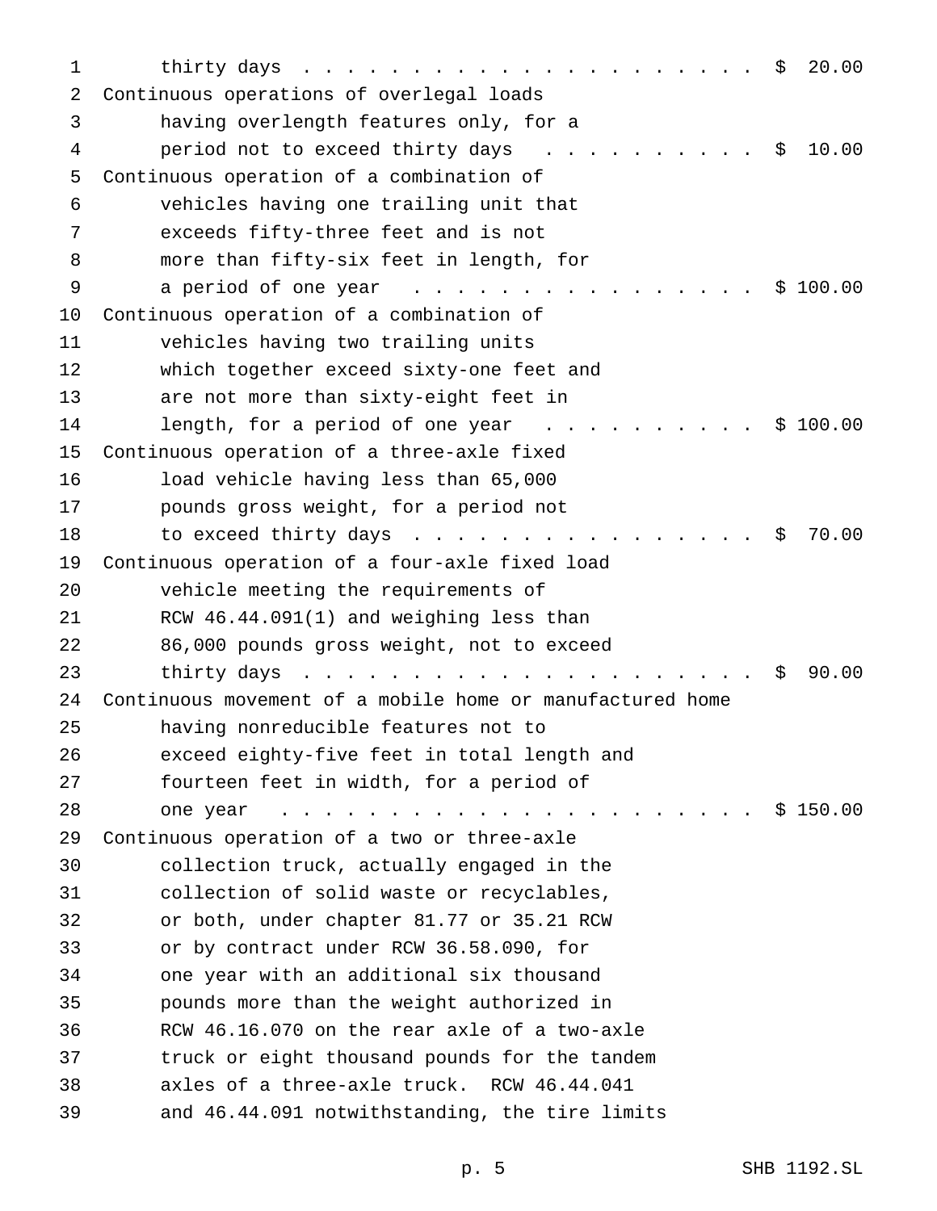| | |
|---|---|
| thirty days | $ 20.00 |
| Continuous operations of overlegal loads having overlength features only, for a period not to exceed thirty days | $ 10.00 |
| Continuous operation of a combination of vehicles having one trailing unit that exceeds fifty-three feet and is not more than fifty-six feet in length, for a period of one year | $ 100.00 |
| Continuous operation of a combination of vehicles having two trailing units which together exceed sixty-one feet and are not more than sixty-eight feet in length, for a period of one year | $ 100.00 |
| Continuous operation of a three-axle fixed load vehicle having less than 65,000 pounds gross weight, for a period not to exceed thirty days | $ 70.00 |
| Continuous operation of a four-axle fixed load vehicle meeting the requirements of RCW 46.44.091(1) and weighing less than 86,000 pounds gross weight, not to exceed thirty days | $ 90.00 |
| Continuous movement of a mobile home or manufactured home having nonreducible features not to exceed eighty-five feet in total length and fourteen feet in width, for a period of one year | $ 150.00 |
| Continuous operation of a two or three-axle collection truck, actually engaged in the collection of solid waste or recyclables, or both, under chapter 81.77 or 35.21 RCW or by contract under RCW 36.58.090, for one year with an additional six thousand pounds more than the weight authorized in RCW 46.16.070 on the rear axle of a two-axle truck or eight thousand pounds for the tandem axles of a three-axle truck. RCW 46.44.041 and 46.44.091 notwithstanding, the tire limits | |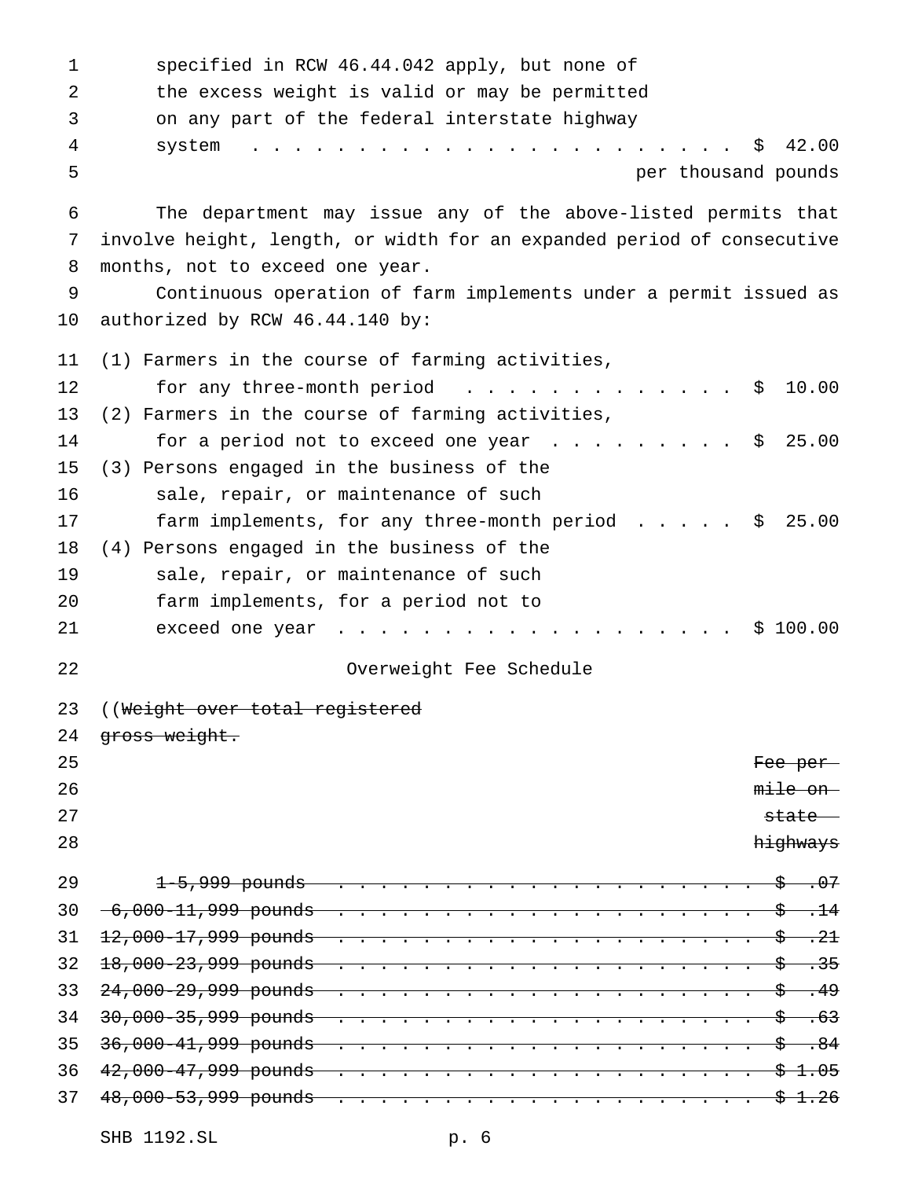specified in RCW 46.44.042 apply, but none of the excess weight is valid or may be permitted on any part of the federal interstate highway system . . . . . . . . . . . . . . . . . . . . . . . $ 42.00 per thousand pounds

The department may issue any of the above-listed permits that involve height, length, or width for an expanded period of consecutive months, not to exceed one year.

Continuous operation of farm implements under a permit issued as authorized by RCW 46.44.140 by:

| | |
|---|---|
| (1) Farmers in the course of farming activities, for any three-month period | $ 10.00 |
| (2) Farmers in the course of farming activities, for a period not to exceed one year | $ 25.00 |
| (3) Persons engaged in the business of the sale, repair, or maintenance of such farm implements, for any three-month period | $ 25.00 |
| (4) Persons engaged in the business of the sale, repair, or maintenance of such farm implements, for a period not to exceed one year | $ 100.00 |

Overweight Fee Schedule

((~~Weight over total registered gross weight.~~

| | ~~Fee per mile on state highways~~ |
|---|---|
| ~~1-5,999 pounds~~ | ~~$ .07~~ |
| ~~6,000-11,999 pounds~~ | ~~$ .14~~ |
| ~~12,000-17,999 pounds~~ | ~~$ .21~~ |
| ~~18,000-23,999 pounds~~ | ~~$ .35~~ |
| ~~24,000-29,999 pounds~~ | ~~$ .49~~ |
| ~~30,000-35,999 pounds~~ | ~~$ .63~~ |
| ~~36,000-41,999 pounds~~ | ~~$ .84~~ |
| ~~42,000-47,999 pounds~~ | ~~$ 1.05~~ |
| ~~48,000-53,999 pounds~~ | ~~$ 1.26~~ |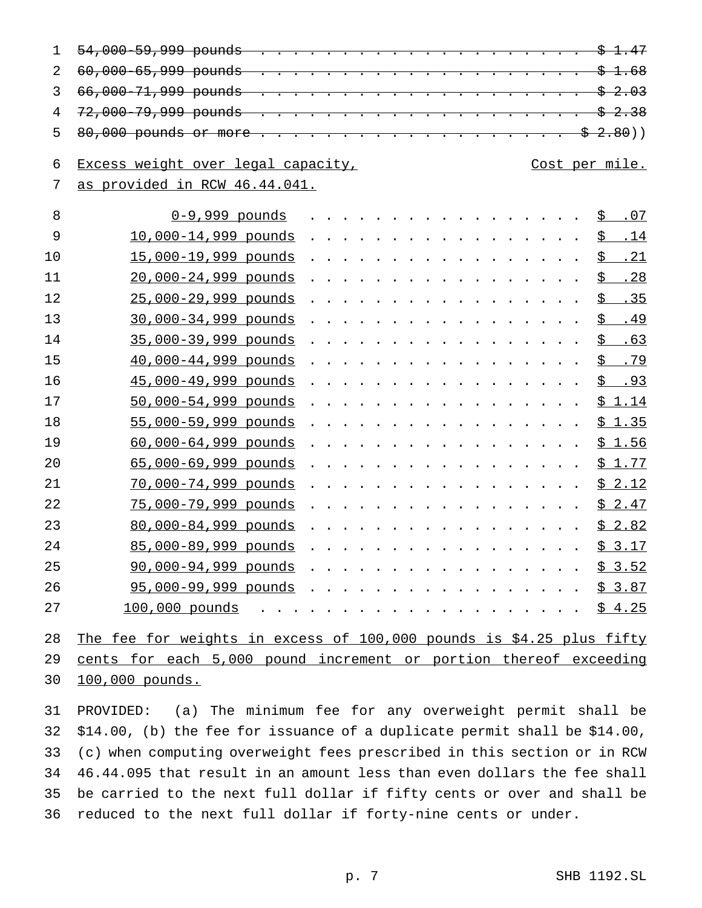~~54,000-59,999 pounds . . . . . . . . . . . . . . . . . . . . $ 1.47~~
~~60,000-65,999 pounds . . . . . . . . . . . . . . . . . . . . $ 1.68~~
~~66,000-71,999 pounds . . . . . . . . . . . . . . . . . . . . $ 2.03~~
~~72,000-79,999 pounds . . . . . . . . . . . . . . . . . . . . $ 2.38~~
~~80,000 pounds or more . . . . . . . . . . . . . . . . . . . . $ 2.80~~))

| Excess weight over legal capacity, as provided in RCW 46.44.041. | Cost per mile. |
|---|---|
| 0-9,999 pounds | $ .07 |
| 10,000-14,999 pounds | $ .14 |
| 15,000-19,999 pounds | $ .21 |
| 20,000-24,999 pounds | $ .28 |
| 25,000-29,999 pounds | $ .35 |
| 30,000-34,999 pounds | $ .49 |
| 35,000-39,999 pounds | $ .63 |
| 40,000-44,999 pounds | $ .79 |
| 45,000-49,999 pounds | $ .93 |
| 50,000-54,999 pounds | $ 1.14 |
| 55,000-59,999 pounds | $ 1.35 |
| 60,000-64,999 pounds | $ 1.56 |
| 65,000-69,999 pounds | $ 1.77 |
| 70,000-74,999 pounds | $ 2.12 |
| 75,000-79,999 pounds | $ 2.47 |
| 80,000-84,999 pounds | $ 2.82 |
| 85,000-89,999 pounds | $ 3.17 |
| 90,000-94,999 pounds | $ 3.52 |
| 95,000-99,999 pounds | $ 3.87 |
| 100,000 pounds | $ 4.25 |

The fee for weights in excess of 100,000 pounds is $4.25 plus fifty cents for each 5,000 pound increment or portion thereof exceeding 100,000 pounds.

PROVIDED: (a) The minimum fee for any overweight permit shall be $14.00, (b) the fee for issuance of a duplicate permit shall be $14.00, (c) when computing overweight fees prescribed in this section or in RCW 46.44.095 that result in an amount less than even dollars the fee shall be carried to the next full dollar if fifty cents or over and shall be reduced to the next full dollar if forty-nine cents or under.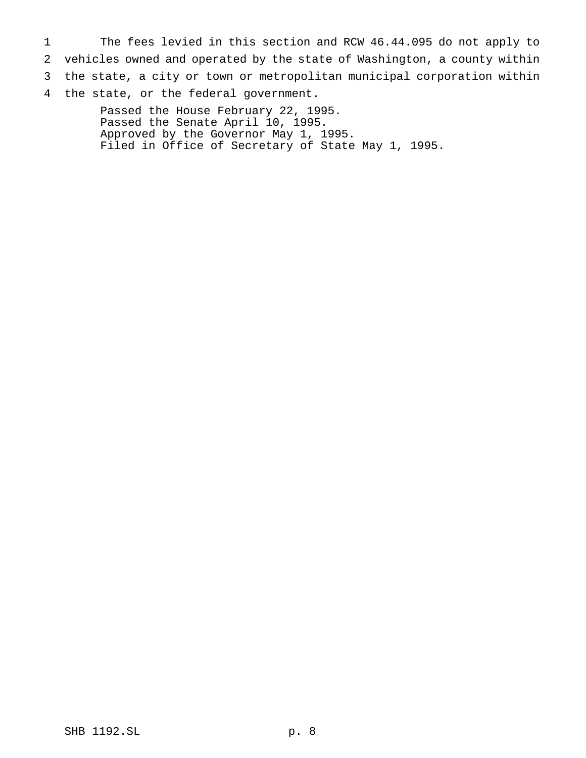The fees levied in this section and RCW 46.44.095 do not apply to vehicles owned and operated by the state of Washington, a county within the state, a city or town or metropolitan municipal corporation within the state, or the federal government.

Passed the House February 22, 1995.
Passed the Senate April 10, 1995.
Approved by the Governor May 1, 1995.
Filed in Office of Secretary of State May 1, 1995.